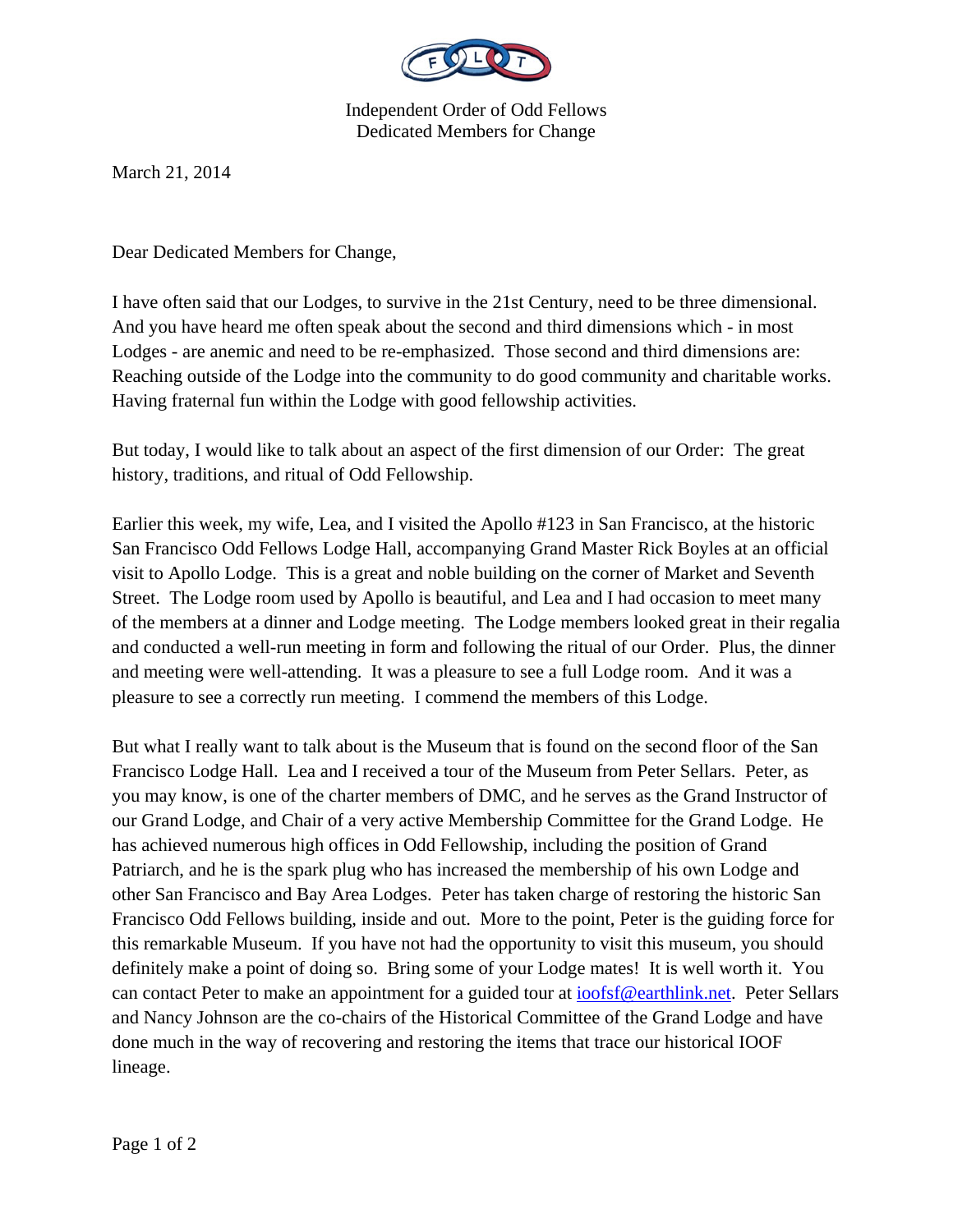Independent Order of Odd Fellows
Dedicated Members for Change

March 21, 2014

Dear Dedicated Members for Change,

I have often said that our Lodges, to survive in the 21st Century, need to be three dimensional. And you have heard me often speak about the second and third dimensions which - in most Lodges - are anemic and need to be re-emphasized. Those second and third dimensions are: Reaching outside of the Lodge into the community to do good community and charitable works. Having fraternal fun within the Lodge with good fellowship activities.

But today, I would like to talk about an aspect of the first dimension of our Order: The great history, traditions, and ritual of Odd Fellowship.

Earlier this week, my wife, Lea, and I visited the Apollo #123 in San Francisco, at the historic San Francisco Odd Fellows Lodge Hall, accompanying Grand Master Rick Boyles at an official visit to Apollo Lodge. This is a great and noble building on the corner of Market and Seventh Street. The Lodge room used by Apollo is beautiful, and Lea and I had occasion to meet many of the members at a dinner and Lodge meeting. The Lodge members looked great in their regalia and conducted a well-run meeting in form and following the ritual of our Order. Plus, the dinner and meeting were well-attending. It was a pleasure to see a full Lodge room. And it was a pleasure to see a correctly run meeting. I commend the members of this Lodge.

But what I really want to talk about is the Museum that is found on the second floor of the San Francisco Lodge Hall. Lea and I received a tour of the Museum from Peter Sellars. Peter, as you may know, is one of the charter members of DMC, and he serves as the Grand Instructor of our Grand Lodge, and Chair of a very active Membership Committee for the Grand Lodge. He has achieved numerous high offices in Odd Fellowship, including the position of Grand Patriarch, and he is the spark plug who has increased the membership of his own Lodge and other San Francisco and Bay Area Lodges. Peter has taken charge of restoring the historic San Francisco Odd Fellows building, inside and out. More to the point, Peter is the guiding force for this remarkable Museum. If you have not had the opportunity to visit this museum, you should definitely make a point of doing so. Bring some of your Lodge mates! It is well worth it. You can contact Peter to make an appointment for a guided tour at ioofsf@earthlink.net. Peter Sellars and Nancy Johnson are the co-chairs of the Historical Committee of the Grand Lodge and have done much in the way of recovering and restoring the items that trace our historical IOOF lineage.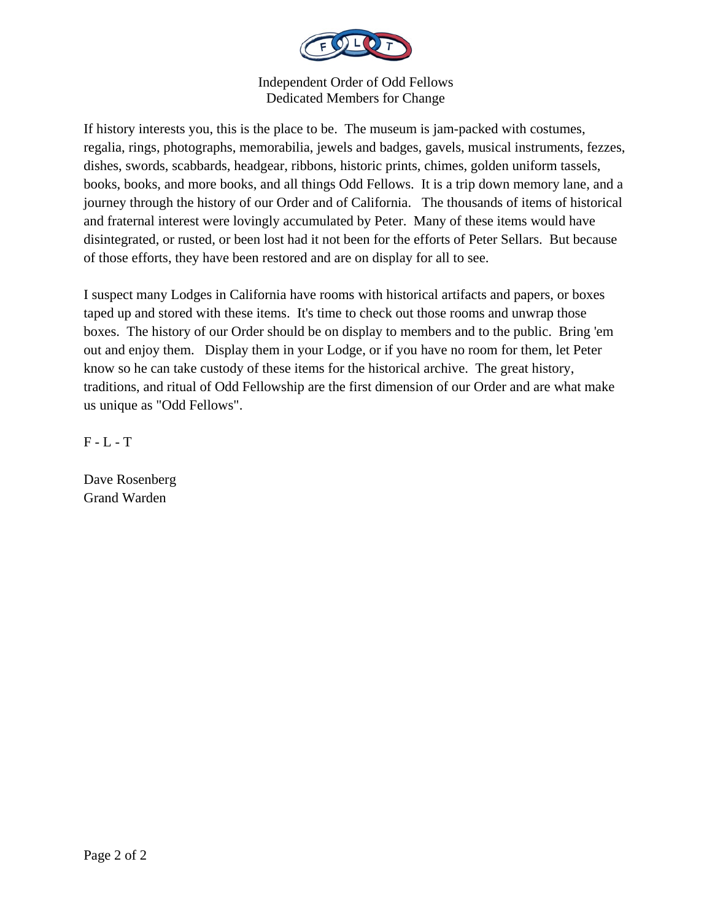Independent Order of Odd Fellows
Dedicated Members for Change

If history interests you, this is the place to be. The museum is jam-packed with costumes, regalia, rings, photographs, memorabilia, jewels and badges, gavels, musical instruments, fezzes, dishes, swords, scabbards, headgear, ribbons, historic prints, chimes, golden uniform tassels, books, books, and more books, and all things Odd Fellows. It is a trip down memory lane, and a journey through the history of our Order and of California. The thousands of items of historical and fraternal interest were lovingly accumulated by Peter. Many of these items would have disintegrated, or rusted, or been lost had it not been for the efforts of Peter Sellars. But because of those efforts, they have been restored and are on display for all to see.

I suspect many Lodges in California have rooms with historical artifacts and papers, or boxes taped up and stored with these items. It's time to check out those rooms and unwrap those boxes. The history of our Order should be on display to members and to the public. Bring 'em out and enjoy them. Display them in your Lodge, or if you have no room for them, let Peter know so he can take custody of these items for the historical archive. The great history, traditions, and ritual of Odd Fellowship are the first dimension of our Order and are what make us unique as "Odd Fellows".

F - L - T

Dave Rosenberg
Grand Warden